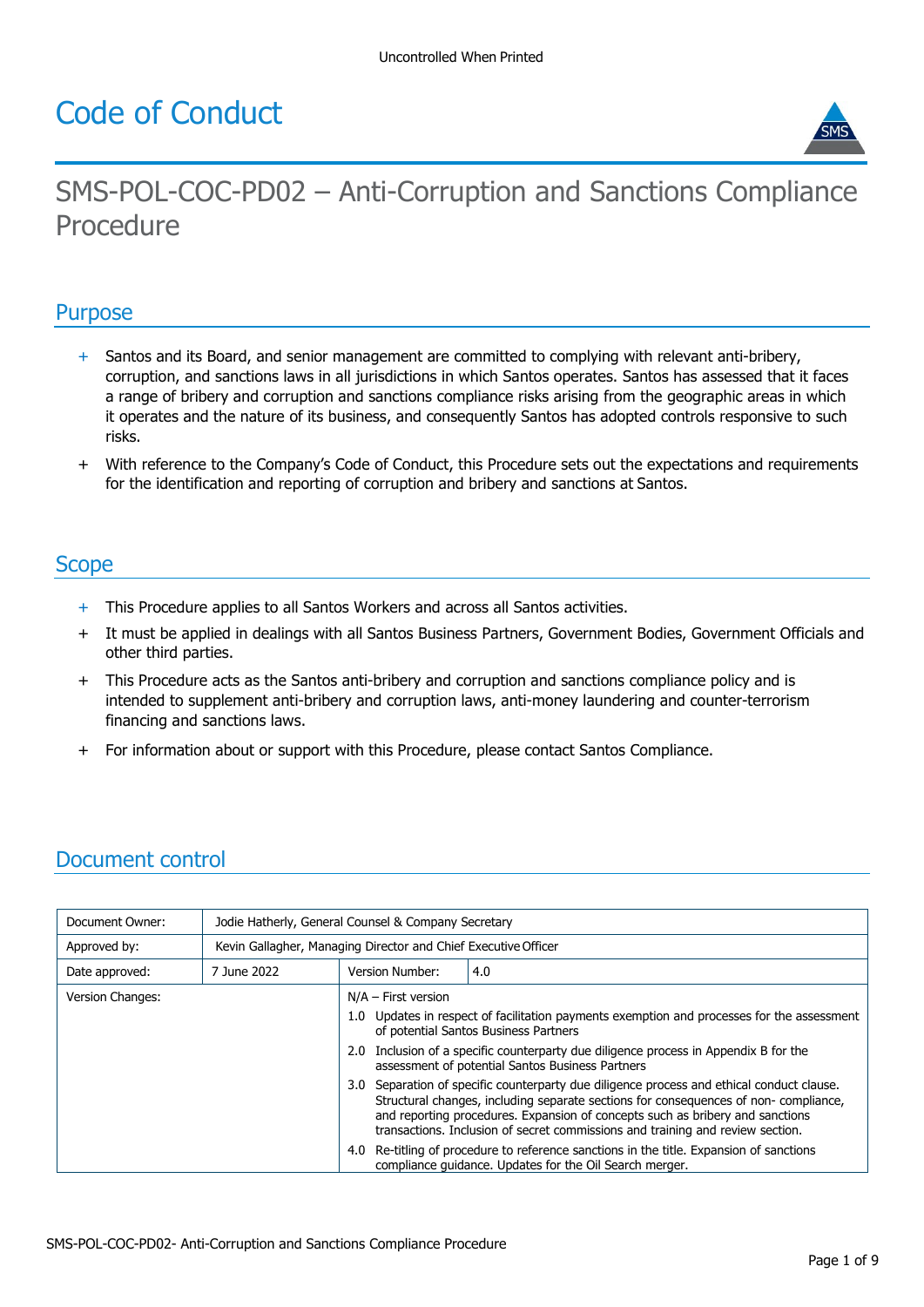# Code of Conduct

## SMS-POL-COC-PD02 – Anti-Corruption and Sanctions Compliance Procedure

## Purpose

- Santos and its Board, and senior management are committed to complying with relevant anti-bribery, corruption, and sanctions laws in all jurisdictions in which Santos operates. Santos has assessed that it faces a range of bribery and corruption and sanctions compliance risks arising from the geographic areas in which it operates and the nature of its business, and consequently Santos has adopted controls responsive to such risks.
- With reference to the Company's Code of Conduct, this Procedure sets out the expectations and requirements for the identification and reporting of corruption and bribery and sanctions at Santos.

## Scope

- This Procedure applies to all Santos Workers and across all Santos activities.
- It must be applied in dealings with all Santos Business Partners, Government Bodies, Government Officials and other third parties.
- This Procedure acts as the Santos anti-bribery and corruption and sanctions compliance policy and is intended to supplement anti-bribery and corruption laws, anti-money laundering and counter-terrorism financing and sanctions laws.
- For information about or support with this Procedure, please contact Santos Compliance.

## Document control

| Document Owner: | Jodie Hatherly, General Counsel & Company Secretary | | |
|---|---|---|---|
| Approved by: | Kevin Gallagher, Managing Director and Chief Executive Officer | | |
| Date approved: | 7 June 2022 | Version Number: | 4.0 |
| Version Changes: | | N/A – First version<br>1.0 Updates in respect of facilitation payments exemption and processes for the assessment of potential Santos Business Partners<br>2.0 Inclusion of a specific counterparty due diligence process in Appendix B for the assessment of potential Santos Business Partners<br>3.0 Separation of specific counterparty due diligence process and ethical conduct clause. Structural changes, including separate sections for consequences of non- compliance, and reporting procedures. Expansion of concepts such as bribery and sanctions transactions. Inclusion of secret commissions and training and review section.<br>4.0 Re-titling of procedure to reference sanctions in the title. Expansion of sanctions compliance guidance. Updates for the Oil Search merger. | |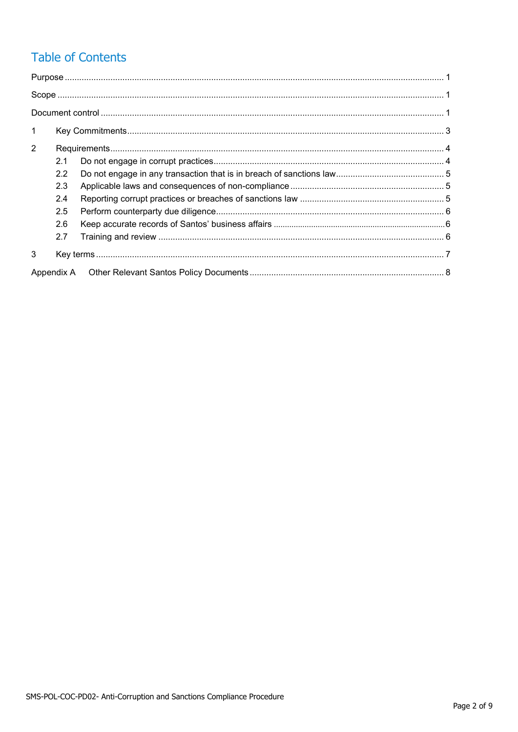# Table of Contents

Purpose ........ 1

Scope ........ 1

Document control ........ 1

1 Key Commitments ........ 3

2 Requirements ........ 4

- 2.1 Do not engage in corrupt practices ........ 4
- 2.2 Do not engage in any transaction that is in breach of sanctions law ........ 5
- 2.3 Applicable laws and consequences of non-compliance ........ 5
- 2.4 Reporting corrupt practices or breaches of sanctions law ........ 5
- 2.5 Perform counterparty due diligence ........ 6
- 2.6 Keep accurate records of Santos' business affairs ........ 6
- 2.7 Training and review ........ 6

3 Key terms ........ 7

Appendix A Other Relevant Santos Policy Documents ........ 8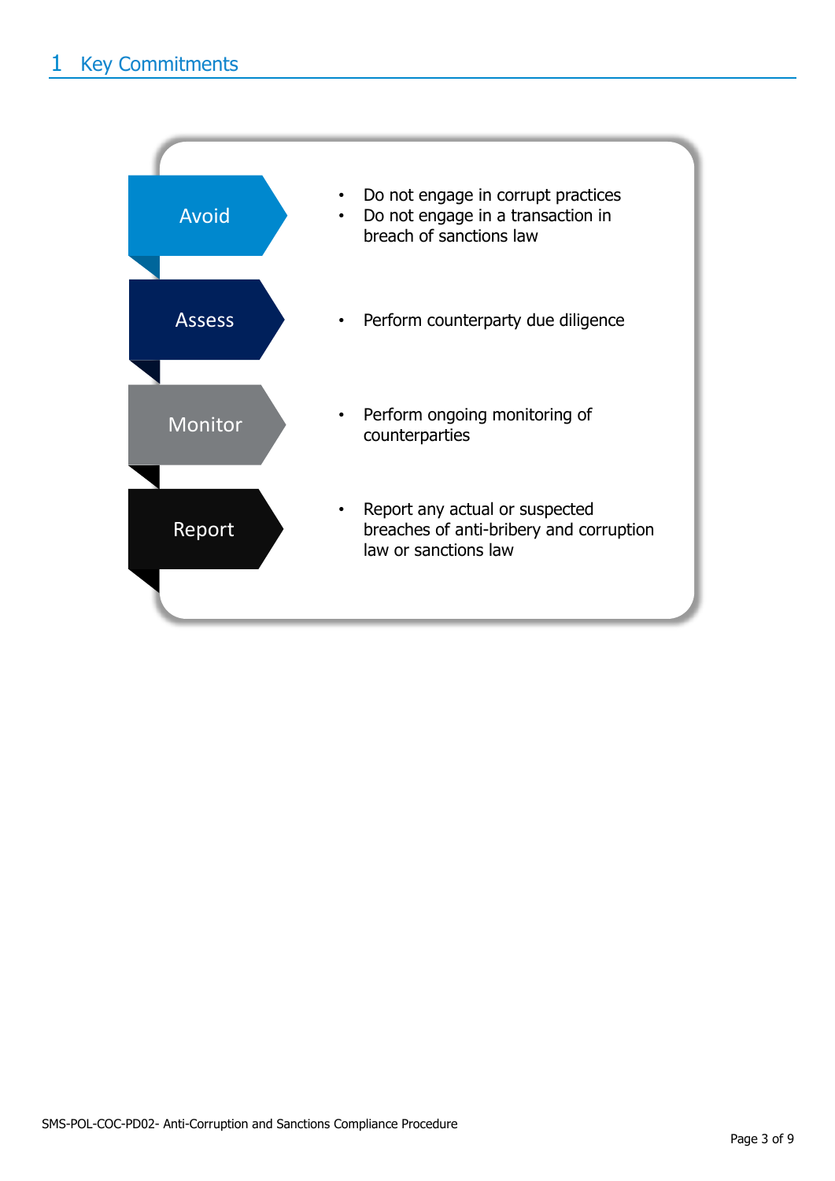# 1 Key Commitments

**Avoid**

- Do not engage in corrupt practices
- Do not engage in a transaction in breach of sanctions law

**Assess**

- Perform counterparty due diligence

**Monitor**

- Perform ongoing monitoring of counterparties

**Report**

- Report any actual or suspected breaches of anti-bribery and corruption law or sanctions law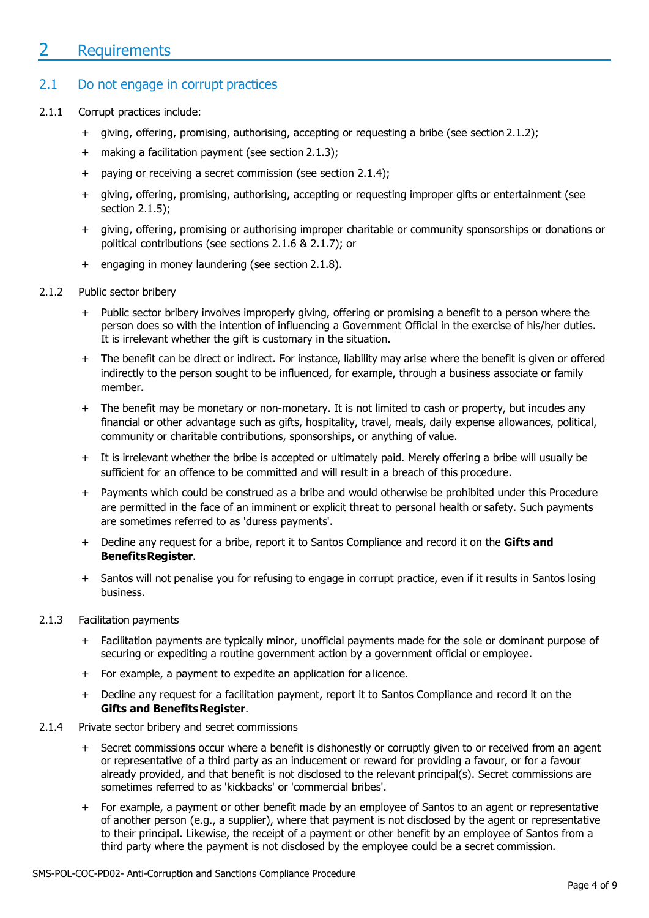# 2 Requirements

## 2.1 Do not engage in corrupt practices

2.1.1 Corrupt practices include:

- giving, offering, promising, authorising, accepting or requesting a bribe (see section 2.1.2);
- making a facilitation payment (see section 2.1.3);
- paying or receiving a secret commission (see section 2.1.4);
- giving, offering, promising, authorising, accepting or requesting improper gifts or entertainment (see section 2.1.5);
- giving, offering, promising or authorising improper charitable or community sponsorships or donations or political contributions (see sections 2.1.6 & 2.1.7); or
- engaging in money laundering (see section 2.1.8).

2.1.2 Public sector bribery

- Public sector bribery involves improperly giving, offering or promising a benefit to a person where the person does so with the intention of influencing a Government Official in the exercise of his/her duties. It is irrelevant whether the gift is customary in the situation.
- The benefit can be direct or indirect. For instance, liability may arise where the benefit is given or offered indirectly to the person sought to be influenced, for example, through a business associate or family member.
- The benefit may be monetary or non-monetary. It is not limited to cash or property, but incudes any financial or other advantage such as gifts, hospitality, travel, meals, daily expense allowances, political, community or charitable contributions, sponsorships, or anything of value.
- It is irrelevant whether the bribe is accepted or ultimately paid. Merely offering a bribe will usually be sufficient for an offence to be committed and will result in a breach of this procedure.
- Payments which could be construed as a bribe and would otherwise be prohibited under this Procedure are permitted in the face of an imminent or explicit threat to personal health or safety. Such payments are sometimes referred to as 'duress payments'.
- Decline any request for a bribe, report it to Santos Compliance and record it on the **Gifts and Benefits Register**.
- Santos will not penalise you for refusing to engage in corrupt practice, even if it results in Santos losing business.

2.1.3 Facilitation payments

- Facilitation payments are typically minor, unofficial payments made for the sole or dominant purpose of securing or expediting a routine government action by a government official or employee.
- For example, a payment to expedite an application for a licence.
- Decline any request for a facilitation payment, report it to Santos Compliance and record it on the **Gifts and Benefits Register**.

2.1.4 Private sector bribery and secret commissions

- Secret commissions occur where a benefit is dishonestly or corruptly given to or received from an agent or representative of a third party as an inducement or reward for providing a favour, or for a favour already provided, and that benefit is not disclosed to the relevant principal(s). Secret commissions are sometimes referred to as 'kickbacks' or 'commercial bribes'.
- For example, a payment or other benefit made by an employee of Santos to an agent or representative of another person (e.g., a supplier), where that payment is not disclosed by the agent or representative to their principal. Likewise, the receipt of a payment or other benefit by an employee of Santos from a third party where the payment is not disclosed by the employee could be a secret commission.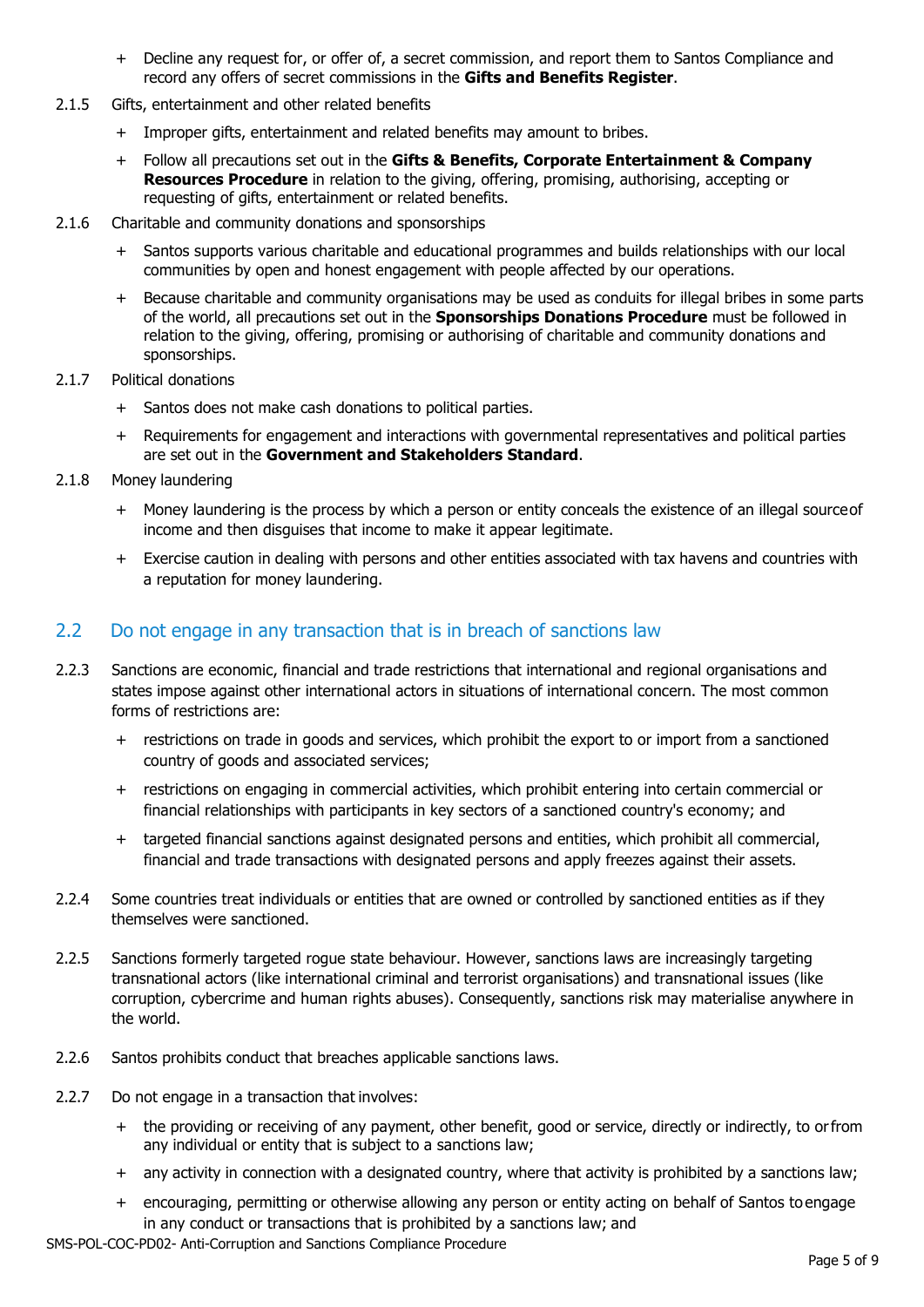- Decline any request for, or offer of, a secret commission, and report them to Santos Compliance and record any offers of secret commissions in the **Gifts and Benefits Register**.

2.1.5 Gifts, entertainment and other related benefits

- Improper gifts, entertainment and related benefits may amount to bribes.
- Follow all precautions set out in the **Gifts & Benefits, Corporate Entertainment & Company Resources Procedure** in relation to the giving, offering, promising, authorising, accepting or requesting of gifts, entertainment or related benefits.

2.1.6 Charitable and community donations and sponsorships

- Santos supports various charitable and educational programmes and builds relationships with our local communities by open and honest engagement with people affected by our operations.
- Because charitable and community organisations may be used as conduits for illegal bribes in some parts of the world, all precautions set out in the **Sponsorships Donations Procedure** must be followed in relation to the giving, offering, promising or authorising of charitable and community donations and sponsorships.

2.1.7 Political donations

- Santos does not make cash donations to political parties.
- Requirements for engagement and interactions with governmental representatives and political parties are set out in the **Government and Stakeholders Standard**.

2.1.8 Money laundering

- Money laundering is the process by which a person or entity conceals the existence of an illegal source of income and then disguises that income to make it appear legitimate.
- Exercise caution in dealing with persons and other entities associated with tax havens and countries with a reputation for money laundering.

## 2.2 Do not engage in any transaction that is in breach of sanctions law

2.2.3 Sanctions are economic, financial and trade restrictions that international and regional organisations and states impose against other international actors in situations of international concern. The most common forms of restrictions are:

- restrictions on trade in goods and services, which prohibit the export to or import from a sanctioned country of goods and associated services;
- restrictions on engaging in commercial activities, which prohibit entering into certain commercial or financial relationships with participants in key sectors of a sanctioned country's economy; and
- targeted financial sanctions against designated persons and entities, which prohibit all commercial, financial and trade transactions with designated persons and apply freezes against their assets.

2.2.4 Some countries treat individuals or entities that are owned or controlled by sanctioned entities as if they themselves were sanctioned.

2.2.5 Sanctions formerly targeted rogue state behaviour. However, sanctions laws are increasingly targeting transnational actors (like international criminal and terrorist organisations) and transnational issues (like corruption, cybercrime and human rights abuses). Consequently, sanctions risk may materialise anywhere in the world.

2.2.6 Santos prohibits conduct that breaches applicable sanctions laws.

2.2.7 Do not engage in a transaction that involves:

- the providing or receiving of any payment, other benefit, good or service, directly or indirectly, to or from any individual or entity that is subject to a sanctions law;
- any activity in connection with a designated country, where that activity is prohibited by a sanctions law;
- encouraging, permitting or otherwise allowing any person or entity acting on behalf of Santos to engage in any conduct or transactions that is prohibited by a sanctions law; and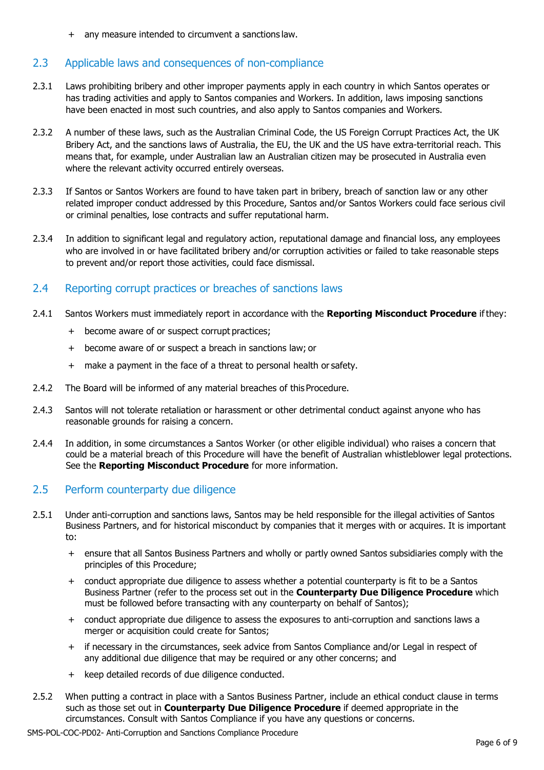+ any measure intended to circumvent a sanctions law.

## 2.3 Applicable laws and consequences of non-compliance

2.3.1 Laws prohibiting bribery and other improper payments apply in each country in which Santos operates or has trading activities and apply to Santos companies and Workers. In addition, laws imposing sanctions have been enacted in most such countries, and also apply to Santos companies and Workers.

2.3.2 A number of these laws, such as the Australian Criminal Code, the US Foreign Corrupt Practices Act, the UK Bribery Act, and the sanctions laws of Australia, the EU, the UK and the US have extra-territorial reach. This means that, for example, under Australian law an Australian citizen may be prosecuted in Australia even where the relevant activity occurred entirely overseas.

2.3.3 If Santos or Santos Workers are found to have taken part in bribery, breach of sanction law or any other related improper conduct addressed by this Procedure, Santos and/or Santos Workers could face serious civil or criminal penalties, lose contracts and suffer reputational harm.

2.3.4 In addition to significant legal and regulatory action, reputational damage and financial loss, any employees who are involved in or have facilitated bribery and/or corruption activities or failed to take reasonable steps to prevent and/or report those activities, could face dismissal.

## 2.4 Reporting corrupt practices or breaches of sanctions laws

2.4.1 Santos Workers must immediately report in accordance with the **Reporting Misconduct Procedure** if they:

+ become aware of or suspect corrupt practices;
+ become aware of or suspect a breach in sanctions law; or
+ make a payment in the face of a threat to personal health or safety.

2.4.2 The Board will be informed of any material breaches of this Procedure.

2.4.3 Santos will not tolerate retaliation or harassment or other detrimental conduct against anyone who has reasonable grounds for raising a concern.

2.4.4 In addition, in some circumstances a Santos Worker (or other eligible individual) who raises a concern that could be a material breach of this Procedure will have the benefit of Australian whistleblower legal protections. See the **Reporting Misconduct Procedure** for more information.

## 2.5 Perform counterparty due diligence

2.5.1 Under anti-corruption and sanctions laws, Santos may be held responsible for the illegal activities of Santos Business Partners, and for historical misconduct by companies that it merges with or acquires. It is important to:

+ ensure that all Santos Business Partners and wholly or partly owned Santos subsidiaries comply with the principles of this Procedure;
+ conduct appropriate due diligence to assess whether a potential counterparty is fit to be a Santos Business Partner (refer to the process set out in the **Counterparty Due Diligence Procedure** which must be followed before transacting with any counterparty on behalf of Santos);
+ conduct appropriate due diligence to assess the exposures to anti-corruption and sanctions laws a merger or acquisition could create for Santos;
+ if necessary in the circumstances, seek advice from Santos Compliance and/or Legal in respect of any additional due diligence that may be required or any other concerns; and
+ keep detailed records of due diligence conducted.

2.5.2 When putting a contract in place with a Santos Business Partner, include an ethical conduct clause in terms such as those set out in **Counterparty Due Diligence Procedure** if deemed appropriate in the circumstances. Consult with Santos Compliance if you have any questions or concerns.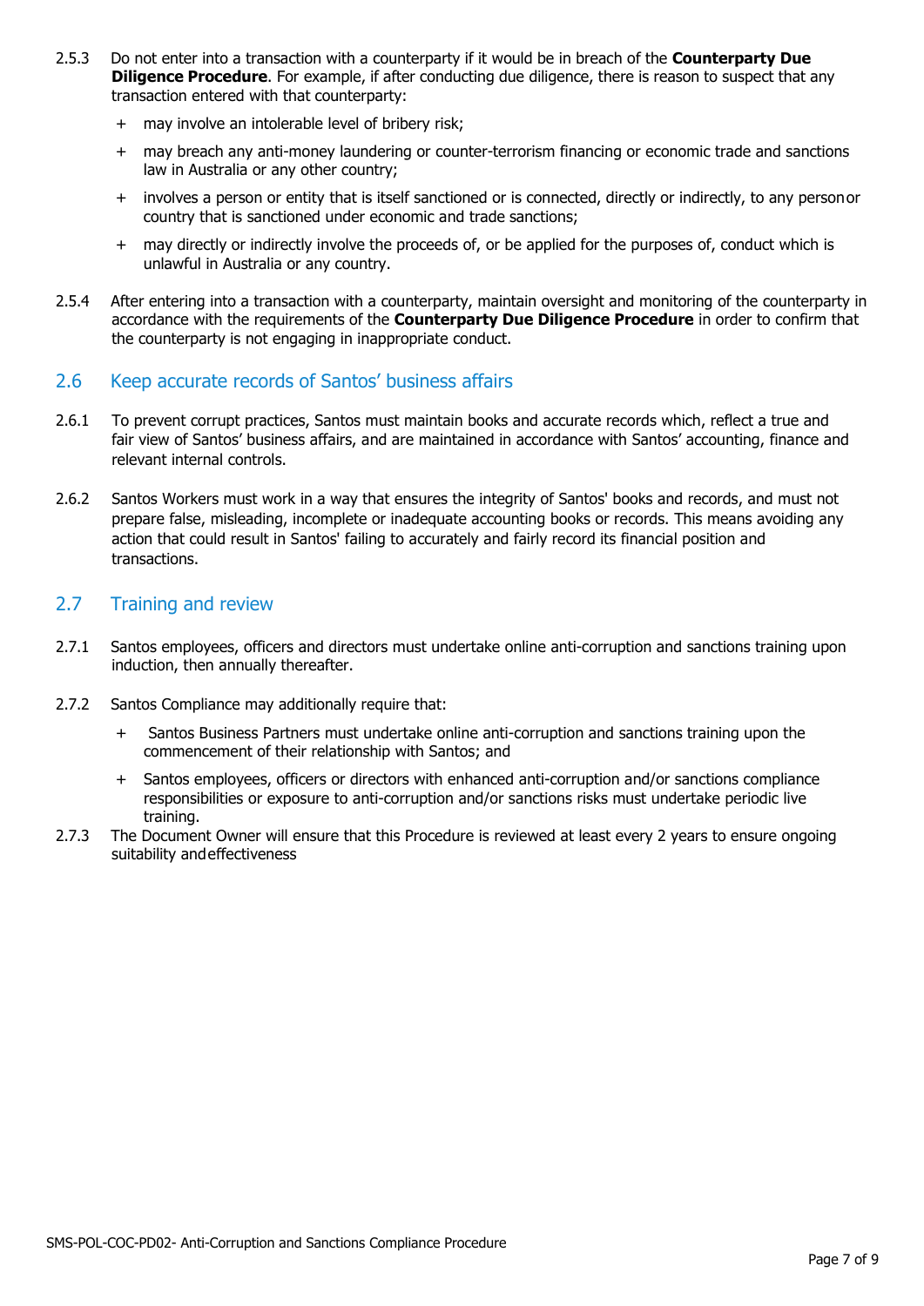2.5.3 Do not enter into a transaction with a counterparty if it would be in breach of the **Counterparty Due Diligence Procedure**. For example, if after conducting due diligence, there is reason to suspect that any transaction entered with that counterparty:

+ may involve an intolerable level of bribery risk;
+ may breach any anti-money laundering or counter-terrorism financing or economic trade and sanctions law in Australia or any other country;
+ involves a person or entity that is itself sanctioned or is connected, directly or indirectly, to any personor country that is sanctioned under economic and trade sanctions;
+ may directly or indirectly involve the proceeds of, or be applied for the purposes of, conduct which is unlawful in Australia or any country.

2.5.4 After entering into a transaction with a counterparty, maintain oversight and monitoring of the counterparty in accordance with the requirements of the **Counterparty Due Diligence Procedure** in order to confirm that the counterparty is not engaging in inappropriate conduct.

## 2.6 Keep accurate records of Santos' business affairs

2.6.1 To prevent corrupt practices, Santos must maintain books and accurate records which, reflect a true and fair view of Santos' business affairs, and are maintained in accordance with Santos' accounting, finance and relevant internal controls.

2.6.2 Santos Workers must work in a way that ensures the integrity of Santos' books and records, and must not prepare false, misleading, incomplete or inadequate accounting books or records. This means avoiding any action that could result in Santos' failing to accurately and fairly record its financial position and transactions.

## 2.7 Training and review

2.7.1 Santos employees, officers and directors must undertake online anti-corruption and sanctions training upon induction, then annually thereafter.

2.7.2 Santos Compliance may additionally require that:

+ Santos Business Partners must undertake online anti-corruption and sanctions training upon the commencement of their relationship with Santos; and
+ Santos employees, officers or directors with enhanced anti-corruption and/or sanctions compliance responsibilities or exposure to anti-corruption and/or sanctions risks must undertake periodic live training.

2.7.3 The Document Owner will ensure that this Procedure is reviewed at least every 2 years to ensure ongoing suitability andeffectiveness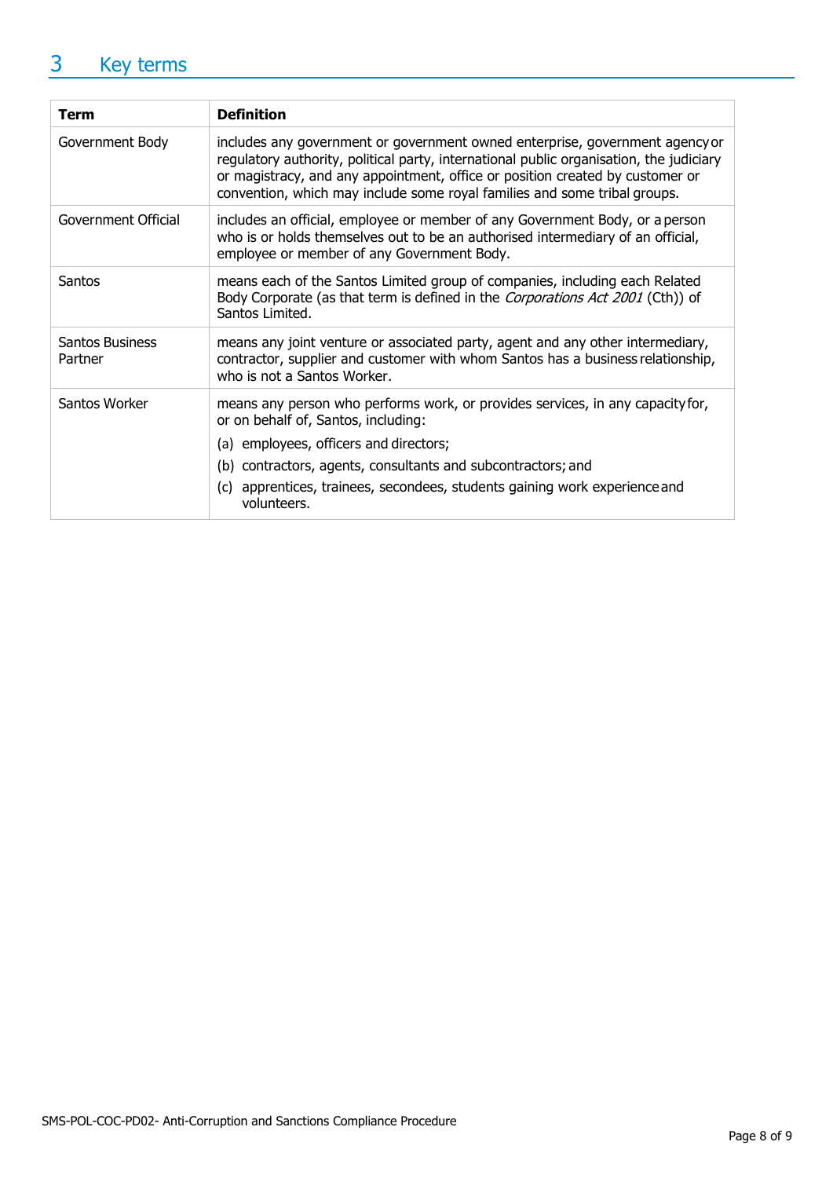# 3 Key terms

| Term | Definition |
|---|---|
| Government Body | includes any government or government owned enterprise, government agency or regulatory authority, political party, international public organisation, the judiciary or magistracy, and any appointment, office or position created by customer or convention, which may include some royal families and some tribal groups. |
| Government Official | includes an official, employee or member of any Government Body, or a person who is or holds themselves out to be an authorised intermediary of an official, employee or member of any Government Body. |
| Santos | means each of the Santos Limited group of companies, including each Related Body Corporate (as that term is defined in the *Corporations Act 2001* (Cth)) of Santos Limited. |
| Santos Business Partner | means any joint venture or associated party, agent and any other intermediary, contractor, supplier and customer with whom Santos has a business relationship, who is not a Santos Worker. |
| Santos Worker | means any person who performs work, or provides services, in any capacity for, or on behalf of, Santos, including: (a) employees, officers and directors; (b) contractors, agents, consultants and subcontractors; and (c) apprentices, trainees, secondees, students gaining work experience and volunteers. |

SMS-POL-COC-PD02- Anti-Corruption and Sanctions Compliance Procedure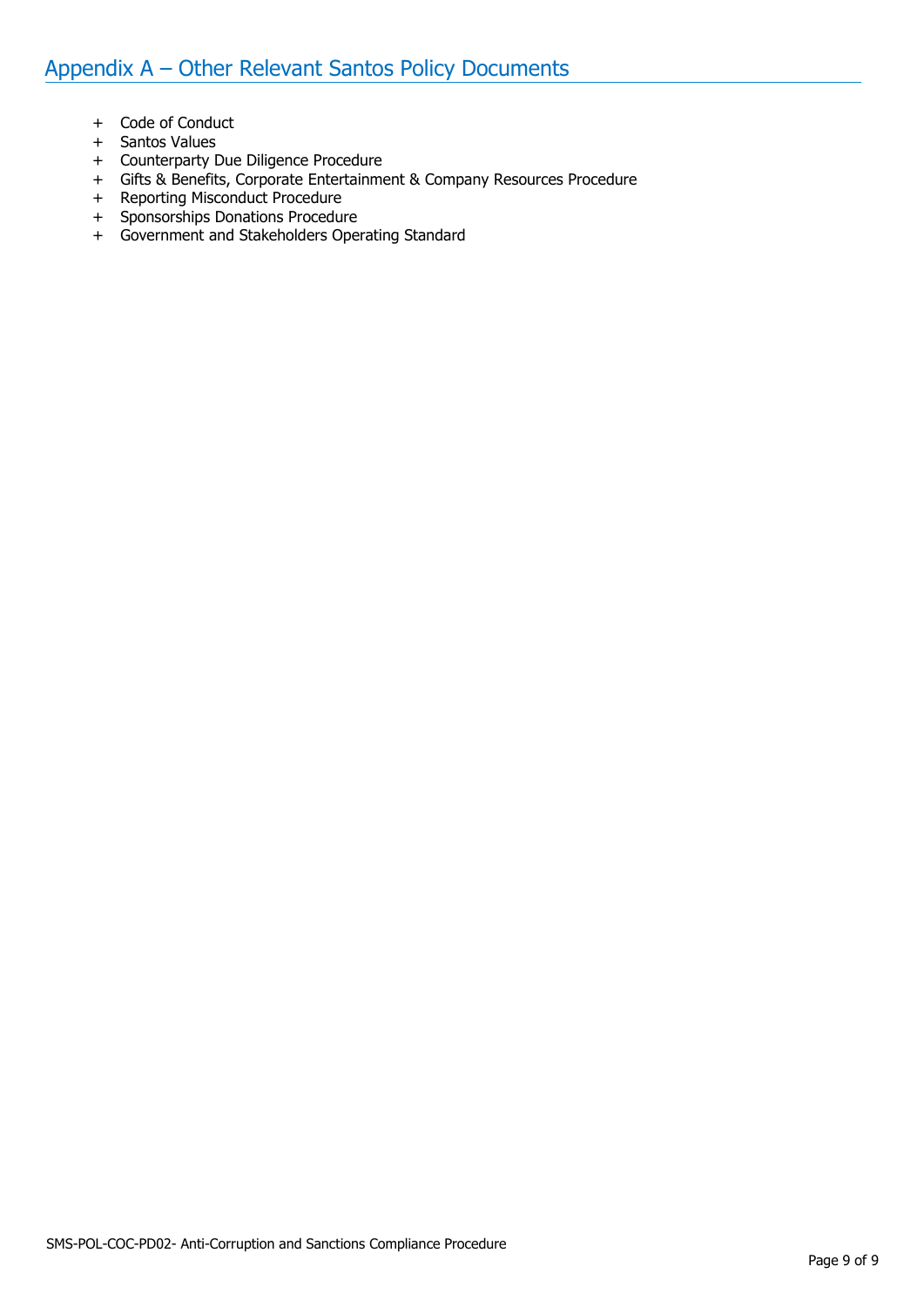## Appendix A – Other Relevant Santos Policy Documents

- Code of Conduct
- Santos Values
- Counterparty Due Diligence Procedure
- Gifts & Benefits, Corporate Entertainment & Company Resources Procedure
- Reporting Misconduct Procedure
- Sponsorships Donations Procedure
- Government and Stakeholders Operating Standard